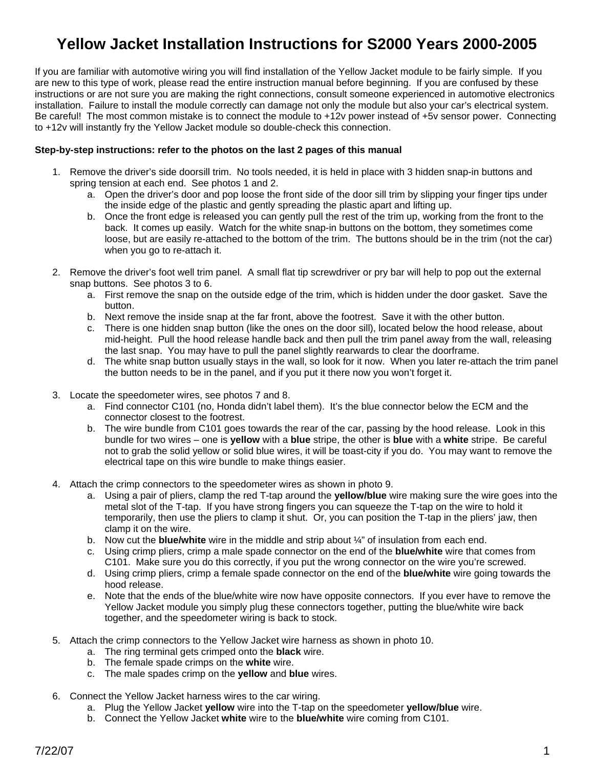# Yellow Jacket Installation Instructions for S2000 Years 2000-2005

If you are familiar with automotive wiring you will find installation of the Yellow Jacket module to be fairly simple. If you are new to this type of work, please read the entire instruction manual before beginning. If you are confused by these instructions or are not sure you are making the right connections, consult someone experienced in automotive electronics installation. Failure to install the module correctly can damage not only the module but also your car's electrical system. Be careful! The most common mistake is to connect the module to +12v power instead of +5v sensor power. Connecting to +12v will instantly fry the Yellow Jacket module so double-check this connection.

**Step-by-step instructions: refer to the photos on the last 2 pages of this manual**

1. Remove the driver's side doorsill trim. No tools needed, it is held in place with 3 hidden snap-in buttons and spring tension at each end. See photos 1 and 2.
   a. Open the driver's door and pop loose the front side of the door sill trim by slipping your finger tips under the inside edge of the plastic and gently spreading the plastic apart and lifting up.
   b. Once the front edge is released you can gently pull the rest of the trim up, working from the front to the back. It comes up easily. Watch for the white snap-in buttons on the bottom, they sometimes come loose, but are easily re-attached to the bottom of the trim. The buttons should be in the trim (not the car) when you go to re-attach it.

2. Remove the driver's foot well trim panel. A small flat tip screwdriver or pry bar will help to pop out the external snap buttons. See photos 3 to 6.
   a. First remove the snap on the outside edge of the trim, which is hidden under the door gasket. Save the button.
   b. Next remove the inside snap at the far front, above the footrest. Save it with the other button.
   c. There is one hidden snap button (like the ones on the door sill), located below the hood release, about mid-height. Pull the hood release handle back and then pull the trim panel away from the wall, releasing the last snap. You may have to pull the panel slightly rearwards to clear the doorframe.
   d. The white snap button usually stays in the wall, so look for it now. When you later re-attach the trim panel the button needs to be in the panel, and if you put it there now you won't forget it.

3. Locate the speedometer wires, see photos 7 and 8.
   a. Find connector C101 (no, Honda didn't label them). It's the blue connector below the ECM and the connector closest to the footrest.
   b. The wire bundle from C101 goes towards the rear of the car, passing by the hood release. Look in this bundle for two wires – one is **yellow** with a **blue** stripe, the other is **blue** with a **white** stripe. Be careful not to grab the solid yellow or solid blue wires, it will be toast-city if you do. You may want to remove the electrical tape on this wire bundle to make things easier.

4. Attach the crimp connectors to the speedometer wires as shown in photo 9.
   a. Using a pair of pliers, clamp the red T-tap around the **yellow/blue** wire making sure the wire goes into the metal slot of the T-tap. If you have strong fingers you can squeeze the T-tap on the wire to hold it temporarily, then use the pliers to clamp it shut. Or, you can position the T-tap in the pliers' jaw, then clamp it on the wire.
   b. Now cut the **blue/white** wire in the middle and strip about ¼" of insulation from each end.
   c. Using crimp pliers, crimp a male spade connector on the end of the **blue/white** wire that comes from C101. Make sure you do this correctly, if you put the wrong connector on the wire you're screwed.
   d. Using crimp pliers, crimp a female spade connector on the end of the **blue/white** wire going towards the hood release.
   e. Note that the ends of the blue/white wire now have opposite connectors. If you ever have to remove the Yellow Jacket module you simply plug these connectors together, putting the blue/white wire back together, and the speedometer wiring is back to stock.

5. Attach the crimp connectors to the Yellow Jacket wire harness as shown in photo 10.
   a. The ring terminal gets crimped onto the **black** wire.
   b. The female spade crimps on the **white** wire.
   c. The male spades crimp on the **yellow** and **blue** wires.

6. Connect the Yellow Jacket harness wires to the car wiring.
   a. Plug the Yellow Jacket **yellow** wire into the T-tap on the speedometer **yellow/blue** wire.
   b. Connect the Yellow Jacket **white** wire to the **blue/white** wire coming from C101.

7/22/07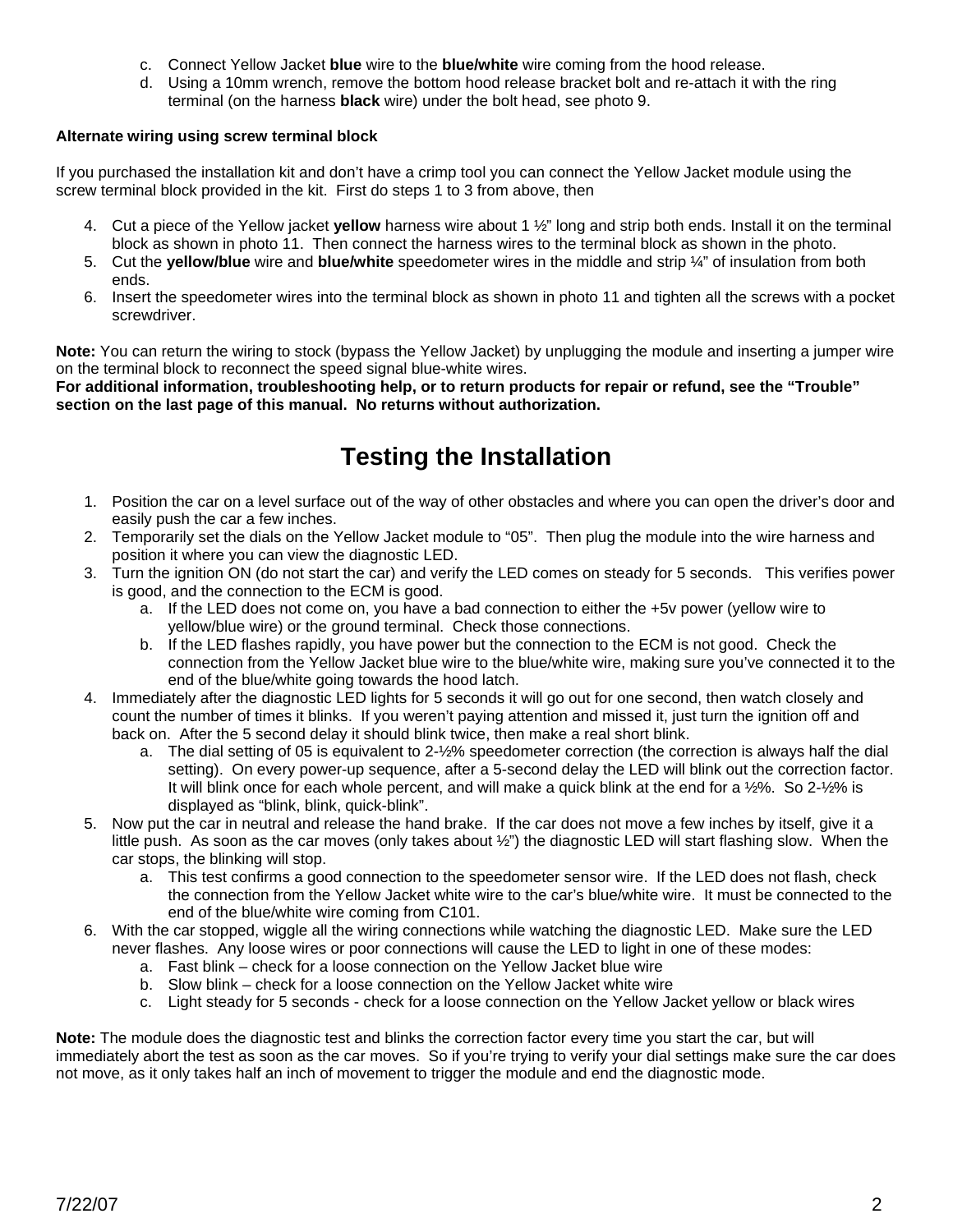c. Connect Yellow Jacket **blue** wire to the **blue/white** wire coming from the hood release.
d. Using a 10mm wrench, remove the bottom hood release bracket bolt and re-attach it with the ring terminal (on the harness **black** wire) under the bolt head, see photo 9.

**Alternate wiring using screw terminal block**

If you purchased the installation kit and don't have a crimp tool you can connect the Yellow Jacket module using the screw terminal block provided in the kit. First do steps 1 to 3 from above, then

4. Cut a piece of the Yellow jacket **yellow** harness wire about 1 ½" long and strip both ends. Install it on the terminal block as shown in photo 11. Then connect the harness wires to the terminal block as shown in the photo.
5. Cut the **yellow/blue** wire and **blue/white** speedometer wires in the middle and strip ¼" of insulation from both ends.
6. Insert the speedometer wires into the terminal block as shown in photo 11 and tighten all the screws with a pocket screwdriver.

**Note:** You can return the wiring to stock (bypass the Yellow Jacket) by unplugging the module and inserting a jumper wire on the terminal block to reconnect the speed signal blue-white wires.
**For additional information, troubleshooting help, or to return products for repair or refund, see the "Trouble" section on the last page of this manual. No returns without authorization.**

# Testing the Installation

1. Position the car on a level surface out of the way of other obstacles and where you can open the driver's door and easily push the car a few inches.
2. Temporarily set the dials on the Yellow Jacket module to "05". Then plug the module into the wire harness and position it where you can view the diagnostic LED.
3. Turn the ignition ON (do not start the car) and verify the LED comes on steady for 5 seconds. This verifies power is good, and the connection to the ECM is good.
   a. If the LED does not come on, you have a bad connection to either the +5v power (yellow wire to yellow/blue wire) or the ground terminal. Check those connections.
   b. If the LED flashes rapidly, you have power but the connection to the ECM is not good. Check the connection from the Yellow Jacket blue wire to the blue/white wire, making sure you've connected it to the end of the blue/white going towards the hood latch.
4. Immediately after the diagnostic LED lights for 5 seconds it will go out for one second, then watch closely and count the number of times it blinks. If you weren't paying attention and missed it, just turn the ignition off and back on. After the 5 second delay it should blink twice, then make a real short blink.
   a. The dial setting of 05 is equivalent to 2-½% speedometer correction (the correction is always half the dial setting). On every power-up sequence, after a 5-second delay the LED will blink out the correction factor. It will blink once for each whole percent, and will make a quick blink at the end for a ½%. So 2-½% is displayed as "blink, blink, quick-blink".
5. Now put the car in neutral and release the hand brake. If the car does not move a few inches by itself, give it a little push. As soon as the car moves (only takes about ½") the diagnostic LED will start flashing slow. When the car stops, the blinking will stop.
   a. This test confirms a good connection to the speedometer sensor wire. If the LED does not flash, check the connection from the Yellow Jacket white wire to the car's blue/white wire. It must be connected to the end of the blue/white wire coming from C101.
6. With the car stopped, wiggle all the wiring connections while watching the diagnostic LED. Make sure the LED never flashes. Any loose wires or poor connections will cause the LED to light in one of these modes:
   a. Fast blink – check for a loose connection on the Yellow Jacket blue wire
   b. Slow blink – check for a loose connection on the Yellow Jacket white wire
   c. Light steady for 5 seconds - check for a loose connection on the Yellow Jacket yellow or black wires

**Note:** The module does the diagnostic test and blinks the correction factor every time you start the car, but will immediately abort the test as soon as the car moves. So if you're trying to verify your dial settings make sure the car does not move, as it only takes half an inch of movement to trigger the module and end the diagnostic mode.

7/22/07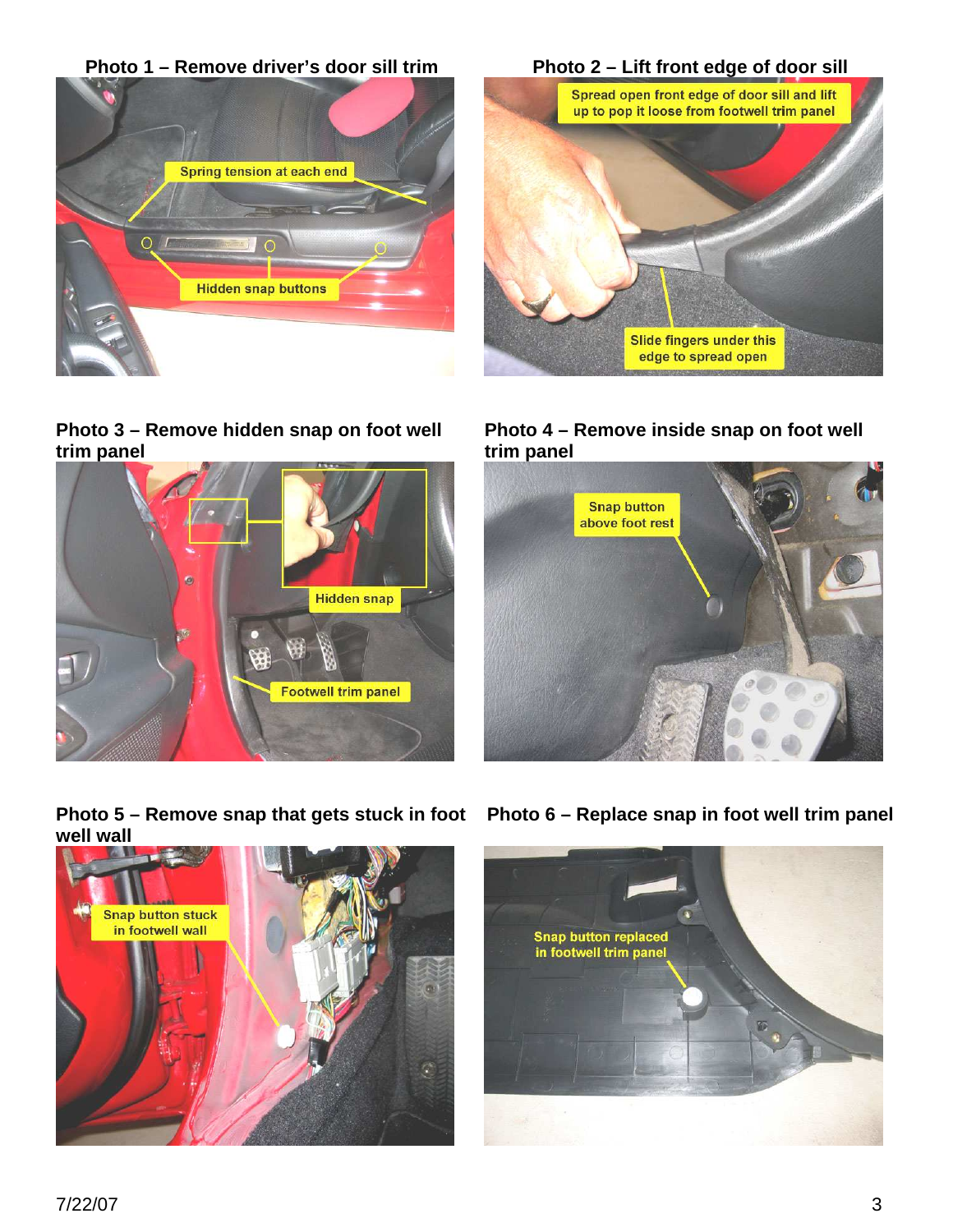**Photo 1 – Remove driver's door sill trim**

Spring tension at each end

Hidden snap buttons

**Photo 2 – Lift front edge of door sill**

Spread open front edge of door sill and lift up to pop it loose from footwell trim panel

Slide fingers under this edge to spread open

**Photo 3 – Remove hidden snap on foot well trim panel**

Hidden snap

Footwell trim panel

**Photo 4 – Remove inside snap on foot well trim panel**

Snap button above foot rest

**Photo 5 – Remove snap that gets stuck in foot well wall**

Snap button stuck in footwell wall

**Photo 6 – Replace snap in foot well trim panel**

Snap button replaced in footwell trim panel

7/22/07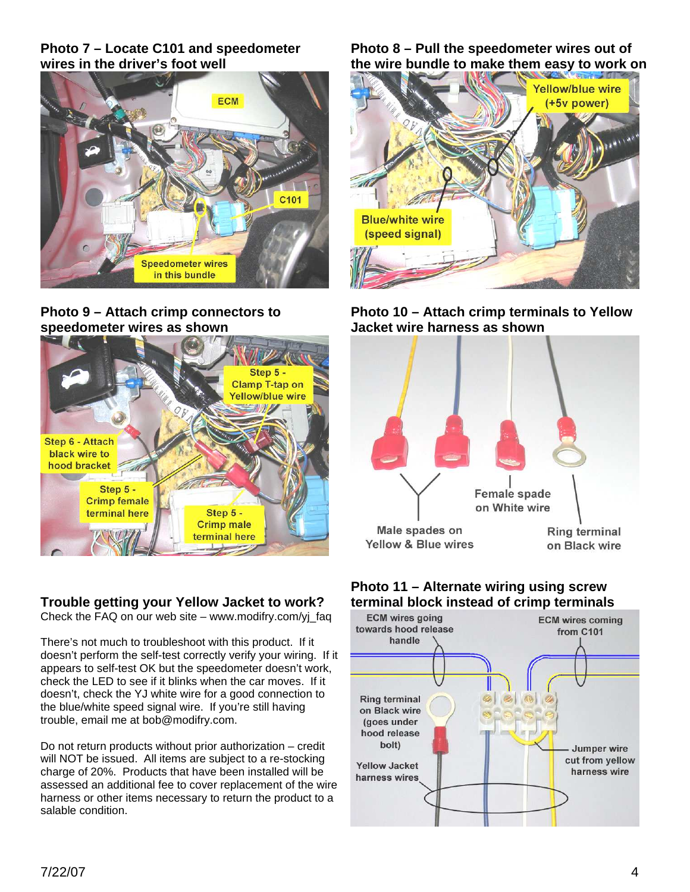**Photo 7 – Locate C101 and speedometer wires in the driver's foot well**

ECM

C101

Speedometer wires in this bundle

**Photo 8 – Pull the speedometer wires out of the wire bundle to make them easy to work on**

Yellow/blue wire (+5v power)

Blue/white wire (speed signal)

**Photo 9 – Attach crimp connectors to speedometer wires as shown**

Step 5 - Clamp T-tap on Yellow/blue wire

Step 6 - Attach black wire to hood bracket

Step 5 - Crimp female terminal here

Step 5 - Crimp male terminal here

**Photo 10 – Attach crimp terminals to Yellow Jacket wire harness as shown**

Female spade on White wire

Male spades on Yellow & Blue wires

Ring terminal on Black wire

## Trouble getting your Yellow Jacket to work?

Check the FAQ on our web site – www.modifry.com/yj_faq

There's not much to troubleshoot with this product. If it doesn't perform the self-test correctly verify your wiring. If it appears to self-test OK but the speedometer doesn't work, check the LED to see if it blinks when the car moves. If it doesn't, check the YJ white wire for a good connection to the blue/white speed signal wire. If you're still having trouble, email me at bob@modifry.com.

Do not return products without prior authorization – credit will NOT be issued. All items are subject to a re-stocking charge of 20%. Products that have been installed will be assessed an additional fee to cover replacement of the wire harness or other items necessary to return the product to a salable condition.

**Photo 11 – Alternate wiring using screw terminal block instead of crimp terminals**

ECM wires going towards hood release handle

ECM wires coming from C101

Ring terminal on Black wire (goes under hood release bolt)

Yellow Jacket harness wires

Jumper wire cut from yellow harness wire

7/22/07